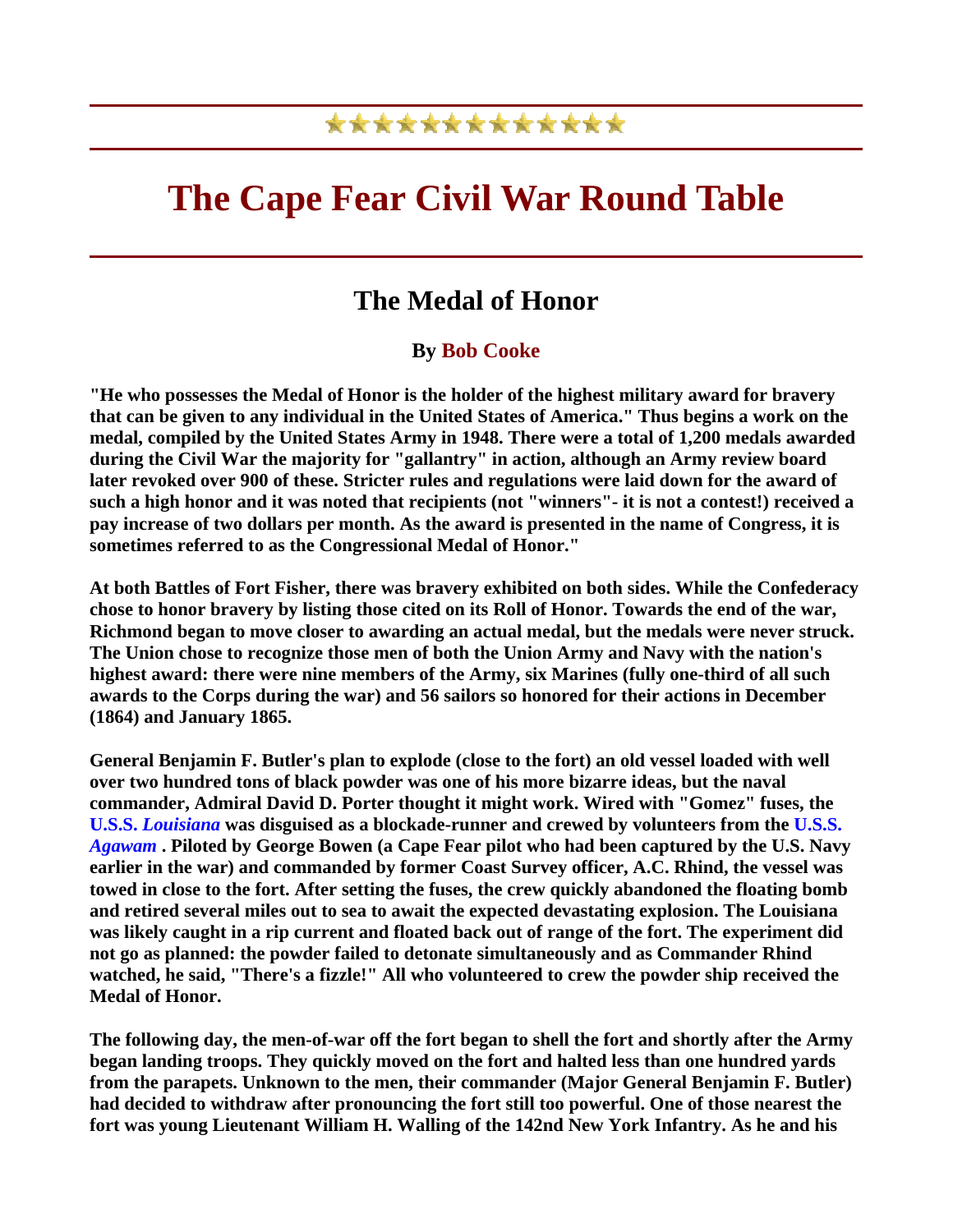# The Cape Fear Civil War Round Table

## The Medal of Honor

**By Bob Cooke**

**"He who possesses the Medal of Honor is the holder of the highest military award for bravery that can be given to any individual in the United States of America." Thus begins a work on the medal, compiled by the United States Army in 1948. There were a total of 1,200 medals awarded during the Civil War the majority for "gallantry" in action, although an Army review board later revoked over 900 of these. Stricter rules and regulations were laid down for the award of such a high honor and it was noted that recipients (not "winners"- it is not a contest!) received a pay increase of two dollars per month. As the award is presented in the name of Congress, it is sometimes referred to as the Congressional Medal of Honor."**

**At both Battles of Fort Fisher, there was bravery exhibited on both sides. While the Confederacy chose to honor bravery by listing those cited on its Roll of Honor. Towards the end of the war, Richmond began to move closer to awarding an actual medal, but the medals were never struck. The Union chose to recognize those men of both the Union Army and Navy with the nation's highest award: there were nine members of the Army, six Marines (fully one-third of all such awards to the Corps during the war) and 56 sailors so honored for their actions in December (1864) and January 1865.**

**General Benjamin F. Butler's plan to explode (close to the fort) an old vessel loaded with well over two hundred tons of black powder was one of his more bizarre ideas, but the naval commander, Admiral David D. Porter thought it might work. Wired with "Gomez" fuses, the U.S.S. *Louisiana* was disguised as a blockade-runner and crewed by volunteers from the U.S.S. *Agawam* . Piloted by George Bowen (a Cape Fear pilot who had been captured by the U.S. Navy earlier in the war) and commanded by former Coast Survey officer, A.C. Rhind, the vessel was towed in close to the fort. After setting the fuses, the crew quickly abandoned the floating bomb and retired several miles out to sea to await the expected devastating explosion. The Louisiana was likely caught in a rip current and floated back out of range of the fort. The experiment did not go as planned: the powder failed to detonate simultaneously and as Commander Rhind watched, he said, "There's a fizzle!" All who volunteered to crew the powder ship received the Medal of Honor.**

**The following day, the men-of-war off the fort began to shell the fort and shortly after the Army began landing troops. They quickly moved on the fort and halted less than one hundred yards from the parapets. Unknown to the men, their commander (Major General Benjamin F. Butler) had decided to withdraw after pronouncing the fort still too powerful. One of those nearest the fort was young Lieutenant William H. Walling of the 142nd New York Infantry. As he and his**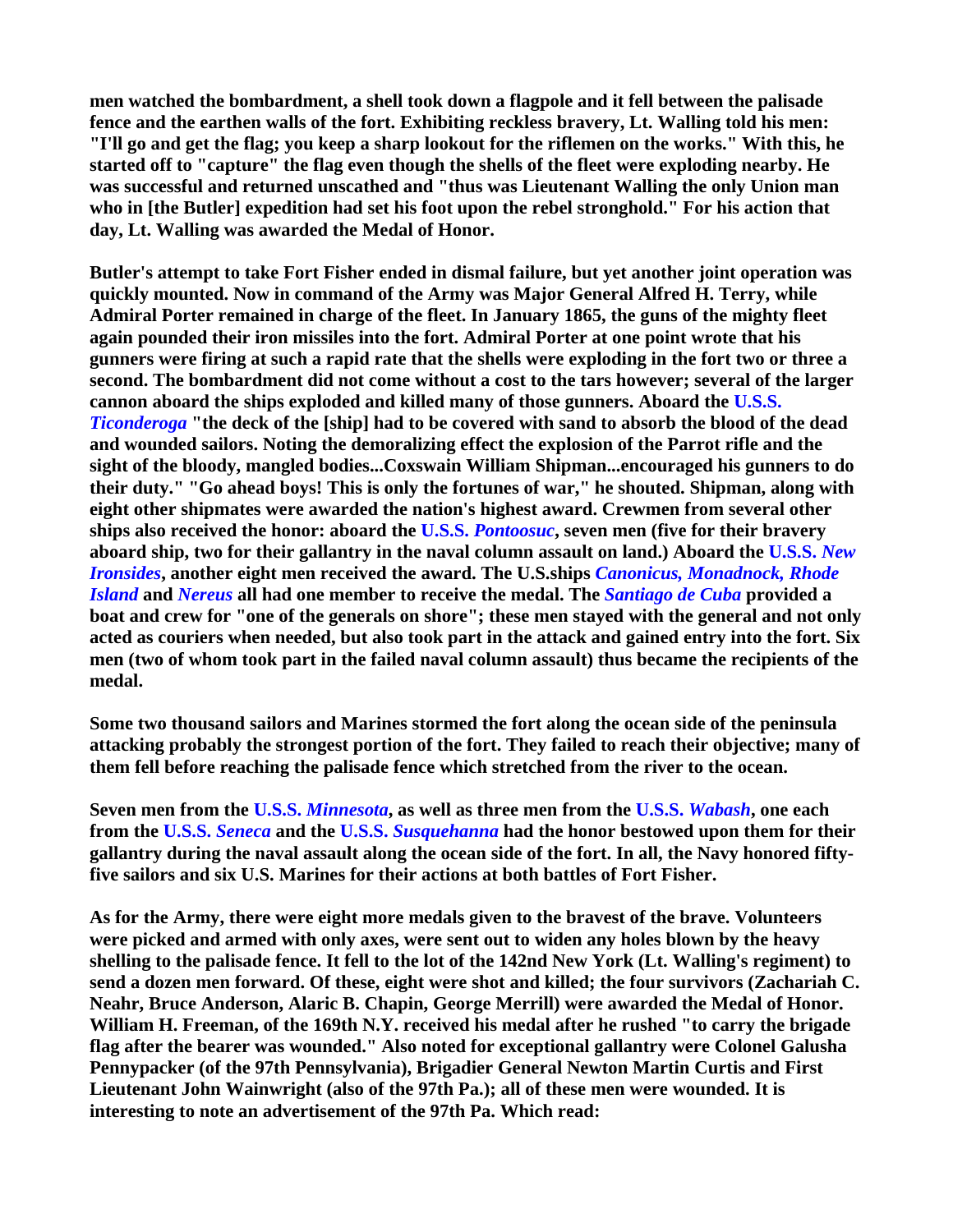**men watched the bombardment, a shell took down a flagpole and it fell between the palisade fence and the earthen walls of the fort. Exhibiting reckless bravery, Lt. Walling told his men: "I'll go and get the flag; you keep a sharp lookout for the riflemen on the works." With this, he started off to "capture" the flag even though the shells of the fleet were exploding nearby. He was successful and returned unscathed and "thus was Lieutenant Walling the only Union man who in [the Butler] expedition had set his foot upon the rebel stronghold." For his action that day, Lt. Walling was awarded the Medal of Honor.**

**Butler's attempt to take Fort Fisher ended in dismal failure, but yet another joint operation was quickly mounted. Now in command of the Army was Major General Alfred H. Terry, while Admiral Porter remained in charge of the fleet. In January 1865, the guns of the mighty fleet again pounded their iron missiles into the fort. Admiral Porter at one point wrote that his gunners were firing at such a rapid rate that the shells were exploding in the fort two or three a second. The bombardment did not come without a cost to the tars however; several of the larger cannon aboard the ships exploded and killed many of those gunners. Aboard the U.S.S. *Ticonderoga* "the deck of the [ship] had to be covered with sand to absorb the blood of the dead and wounded sailors. Noting the demoralizing effect the explosion of the Parrot rifle and the sight of the bloody, mangled bodies...Coxswain William Shipman...encouraged his gunners to do their duty." "Go ahead boys! This is only the fortunes of war," he shouted. Shipman, along with eight other shipmates were awarded the nation's highest award. Crewmen from several other ships also received the honor: aboard the U.S.S. *Pontoosuc*, seven men (five for their bravery aboard ship, two for their gallantry in the naval column assault on land.) Aboard the U.S.S. *New Ironsides*, another eight men received the award. The U.S.ships *Canonicus, Monadnock, Rhode Island* and *Nereus* all had one member to receive the medal. The *Santiago de Cuba* provided a boat and crew for "one of the generals on shore"; these men stayed with the general and not only acted as couriers when needed, but also took part in the attack and gained entry into the fort. Six men (two of whom took part in the failed naval column assault) thus became the recipients of the medal.**

**Some two thousand sailors and Marines stormed the fort along the ocean side of the peninsula attacking probably the strongest portion of the fort. They failed to reach their objective; many of them fell before reaching the palisade fence which stretched from the river to the ocean.**

**Seven men from the U.S.S. *Minnesota*, as well as three men from the U.S.S. *Wabash*, one each from the U.S.S. *Seneca* and the U.S.S. *Susquehanna* had the honor bestowed upon them for their gallantry during the naval assault along the ocean side of the fort. In all, the Navy honored fifty-five sailors and six U.S. Marines for their actions at both battles of Fort Fisher.**

**As for the Army, there were eight more medals given to the bravest of the brave. Volunteers were picked and armed with only axes, were sent out to widen any holes blown by the heavy shelling to the palisade fence. It fell to the lot of the 142nd New York (Lt. Walling's regiment) to send a dozen men forward. Of these, eight were shot and killed; the four survivors (Zachariah C. Neahr, Bruce Anderson, Alaric B. Chapin, George Merrill) were awarded the Medal of Honor. William H. Freeman, of the 169th N.Y. received his medal after he rushed "to carry the brigade flag after the bearer was wounded." Also noted for exceptional gallantry were Colonel Galusha Pennypacker (of the 97th Pennsylvania), Brigadier General Newton Martin Curtis and First Lieutenant John Wainwright (also of the 97th Pa.); all of these men were wounded. It is interesting to note an advertisement of the 97th Pa. Which read:**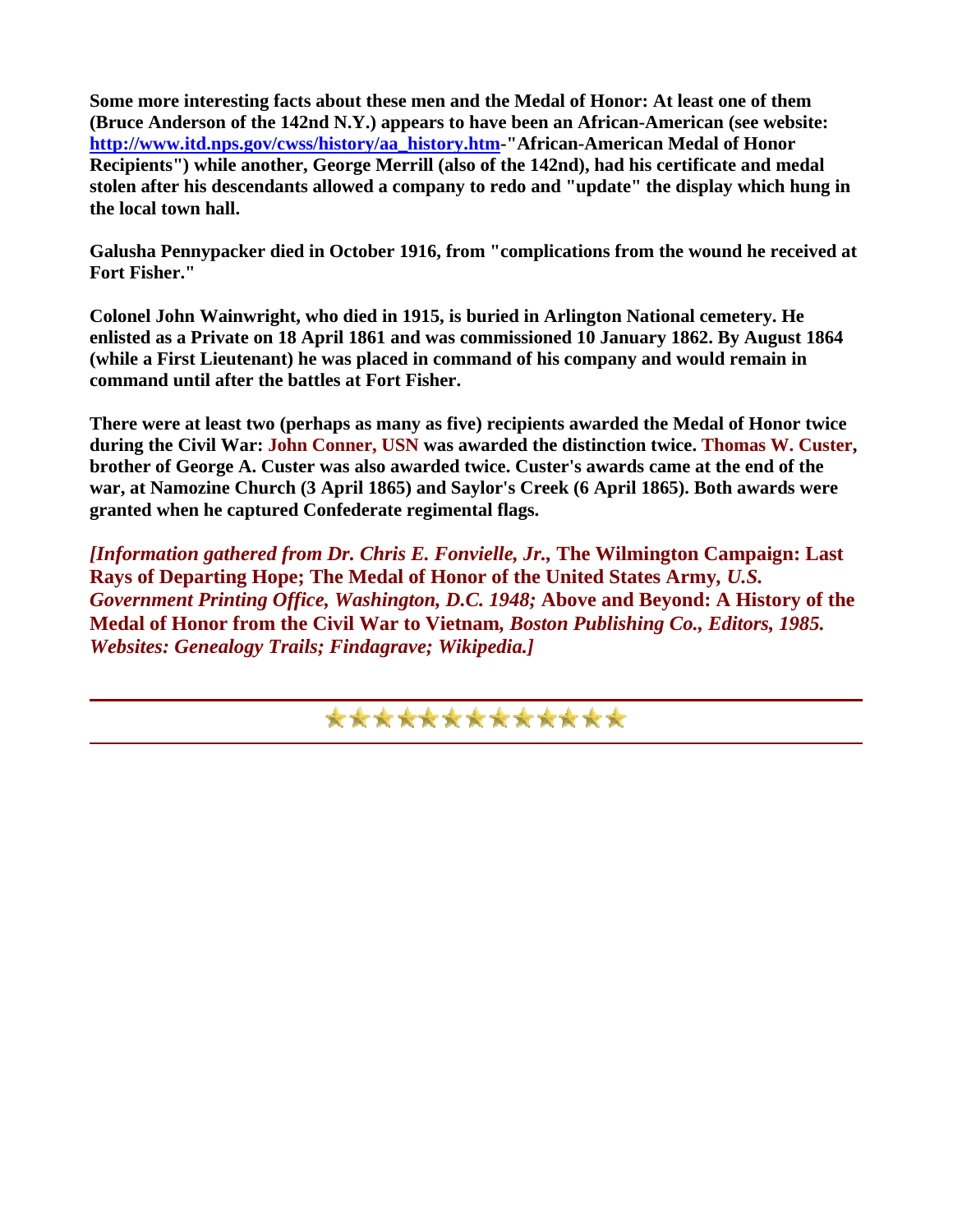**Some more interesting facts about these men and the Medal of Honor: At least one of them (Bruce Anderson of the 142nd N.Y.) appears to have been an African-American (see website: [http://www.itd.nps.gov/cwss/history/aa_history.htm](http://www.itd.nps.gov/cwss/history/aa_history.htm)-"African-American Medal of Honor Recipients") while another, George Merrill (also of the 142nd), had his certificate and medal stolen after his descendants allowed a company to redo and "update" the display which hung in the local town hall.**

**Galusha Pennypacker died in October 1916, from "complications from the wound he received at Fort Fisher."**

**Colonel John Wainwright, who died in 1915, is buried in Arlington National cemetery. He enlisted as a Private on 18 April 1861 and was commissioned 10 January 1862. By August 1864 (while a First Lieutenant) he was placed in command of his company and would remain in command until after the battles at Fort Fisher.**

**There were at least two (perhaps as many as five) recipients awarded the Medal of Honor twice during the Civil War: John Conner, USN was awarded the distinction twice. Thomas W. Custer, brother of George A. Custer was also awarded twice. Custer's awards came at the end of the war, at Namozine Church (3 April 1865) and Saylor's Creek (6 April 1865). Both awards were granted when he captured Confederate regimental flags.**

***[Information gathered from Dr. Chris E. Fonvielle, Jr.,* The Wilmington Campaign: Last Rays of Departing Hope; The Medal of Honor of the United States Army*, U.S. Government Printing Office, Washington, D.C. 1948;* Above and Beyond: A History of the Medal of Honor from the Civil War to Vietnam*, Boston Publishing Co., Editors, 1985. Websites: Genealogy Trails; Findagrave; Wikipedia.]***

---